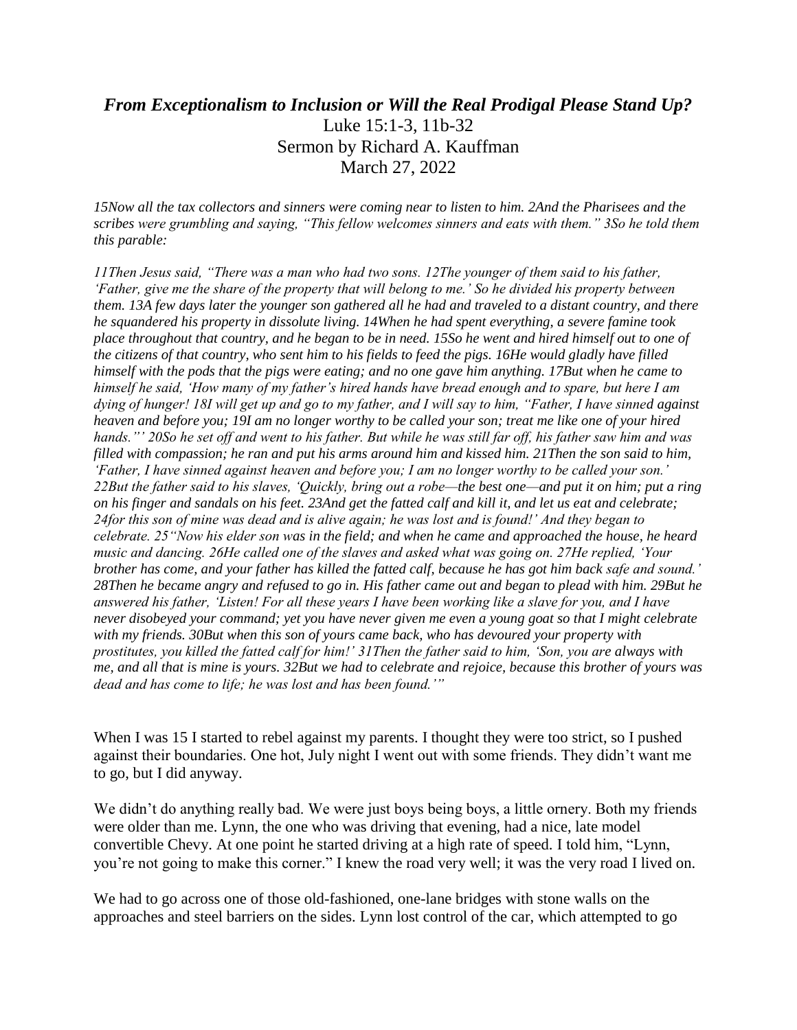# *From Exceptionalism to Inclusion or Will the Real Prodigal Please Stand Up?*

Luke 15:1-3, 11b-32
Sermon by Richard A. Kauffman
March 27, 2022

*15Now all the tax collectors and sinners were coming near to listen to him. 2And the Pharisees and the scribes were grumbling and saying, "This fellow welcomes sinners and eats with them." 3So he told them this parable:*

*11Then Jesus said, "There was a man who had two sons. 12The younger of them said to his father, 'Father, give me the share of the property that will belong to me.' So he divided his property between them. 13A few days later the younger son gathered all he had and traveled to a distant country, and there he squandered his property in dissolute living. 14When he had spent everything, a severe famine took place throughout that country, and he began to be in need. 15So he went and hired himself out to one of the citizens of that country, who sent him to his fields to feed the pigs. 16He would gladly have filled himself with the pods that the pigs were eating; and no one gave him anything. 17But when he came to himself he said, 'How many of my father's hired hands have bread enough and to spare, but here I am dying of hunger! 18I will get up and go to my father, and I will say to him, "Father, I have sinned against heaven and before you; 19I am no longer worthy to be called your son; treat me like one of your hired hands."' 20So he set off and went to his father. But while he was still far off, his father saw him and was filled with compassion; he ran and put his arms around him and kissed him. 21Then the son said to him, 'Father, I have sinned against heaven and before you; I am no longer worthy to be called your son.' 22But the father said to his slaves, 'Quickly, bring out a robe—the best one—and put it on him; put a ring on his finger and sandals on his feet. 23And get the fatted calf and kill it, and let us eat and celebrate; 24for this son of mine was dead and is alive again; he was lost and is found!' And they began to celebrate. 25"Now his elder son was in the field; and when he came and approached the house, he heard music and dancing. 26He called one of the slaves and asked what was going on. 27He replied, 'Your brother has come, and your father has killed the fatted calf, because he has got him back safe and sound.' 28Then he became angry and refused to go in. His father came out and began to plead with him. 29But he answered his father, 'Listen! For all these years I have been working like a slave for you, and I have never disobeyed your command; yet you have never given me even a young goat so that I might celebrate with my friends. 30But when this son of yours came back, who has devoured your property with prostitutes, you killed the fatted calf for him!' 31Then the father said to him, 'Son, you are always with me, and all that is mine is yours. 32But we had to celebrate and rejoice, because this brother of yours was dead and has come to life; he was lost and has been found.'"*

When I was 15 I started to rebel against my parents. I thought they were too strict, so I pushed against their boundaries. One hot, July night I went out with some friends. They didn't want me to go, but I did anyway.

We didn't do anything really bad. We were just boys being boys, a little ornery. Both my friends were older than me. Lynn, the one who was driving that evening, had a nice, late model convertible Chevy. At one point he started driving at a high rate of speed. I told him, "Lynn, you're not going to make this corner." I knew the road very well; it was the very road I lived on.

We had to go across one of those old-fashioned, one-lane bridges with stone walls on the approaches and steel barriers on the sides. Lynn lost control of the car, which attempted to go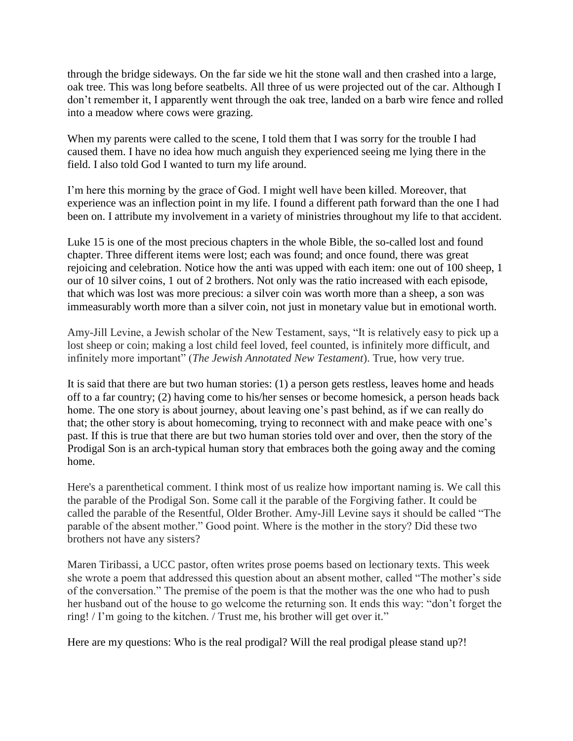through the bridge sideways. On the far side we hit the stone wall and then crashed into a large, oak tree. This was long before seatbelts. All three of us were projected out of the car. Although I don't remember it, I apparently went through the oak tree, landed on a barb wire fence and rolled into a meadow where cows were grazing.

When my parents were called to the scene, I told them that I was sorry for the trouble I had caused them. I have no idea how much anguish they experienced seeing me lying there in the field. I also told God I wanted to turn my life around.

I'm here this morning by the grace of God. I might well have been killed. Moreover, that experience was an inflection point in my life. I found a different path forward than the one I had been on. I attribute my involvement in a variety of ministries throughout my life to that accident.

Luke 15 is one of the most precious chapters in the whole Bible, the so-called lost and found chapter. Three different items were lost; each was found; and once found, there was great rejoicing and celebration. Notice how the anti was upped with each item: one out of 100 sheep, 1 our of 10 silver coins, 1 out of 2 brothers. Not only was the ratio increased with each episode, that which was lost was more precious: a silver coin was worth more than a sheep, a son was immeasurably worth more than a silver coin, not just in monetary value but in emotional worth.

Amy-Jill Levine, a Jewish scholar of the New Testament, says, "It is relatively easy to pick up a lost sheep or coin; making a lost child feel loved, feel counted, is infinitely more difficult, and infinitely more important" (*The Jewish Annotated New Testament*). True, how very true.

It is said that there are but two human stories: (1) a person gets restless, leaves home and heads off to a far country; (2) having come to his/her senses or become homesick, a person heads back home. The one story is about journey, about leaving one's past behind, as if we can really do that; the other story is about homecoming, trying to reconnect with and make peace with one's past. If this is true that there are but two human stories told over and over, then the story of the Prodigal Son is an arch-typical human story that embraces both the going away and the coming home.

Here's a parenthetical comment. I think most of us realize how important naming is. We call this the parable of the Prodigal Son. Some call it the parable of the Forgiving father. It could be called the parable of the Resentful, Older Brother. Amy-Jill Levine says it should be called "The parable of the absent mother." Good point. Where is the mother in the story? Did these two brothers not have any sisters?

Maren Tiribassi, a UCC pastor, often writes prose poems based on lectionary texts. This week she wrote a poem that addressed this question about an absent mother, called "The mother's side of the conversation." The premise of the poem is that the mother was the one who had to push her husband out of the house to go welcome the returning son. It ends this way: "don't forget the ring! / I'm going to the kitchen. / Trust me, his brother will get over it."

Here are my questions: Who is the real prodigal? Will the real prodigal please stand up?!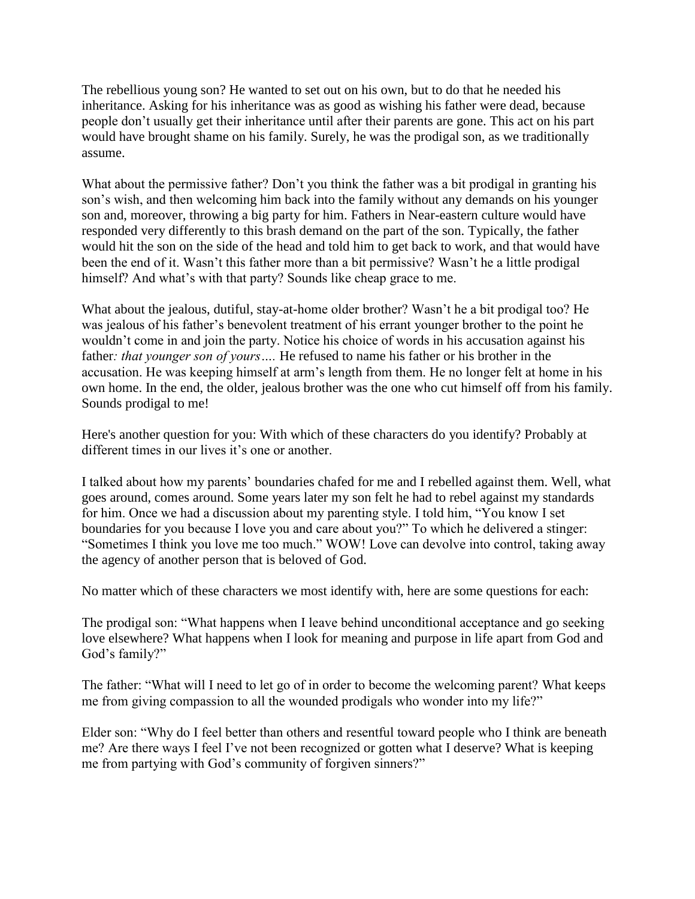The rebellious young son? He wanted to set out on his own, but to do that he needed his inheritance. Asking for his inheritance was as good as wishing his father were dead, because people don't usually get their inheritance until after their parents are gone. This act on his part would have brought shame on his family. Surely, he was the prodigal son, as we traditionally assume.

What about the permissive father? Don't you think the father was a bit prodigal in granting his son's wish, and then welcoming him back into the family without any demands on his younger son and, moreover, throwing a big party for him. Fathers in Near-eastern culture would have responded very differently to this brash demand on the part of the son. Typically, the father would hit the son on the side of the head and told him to get back to work, and that would have been the end of it. Wasn't this father more than a bit permissive? Wasn't he a little prodigal himself? And what's with that party? Sounds like cheap grace to me.

What about the jealous, dutiful, stay-at-home older brother? Wasn't he a bit prodigal too? He was jealous of his father's benevolent treatment of his errant younger brother to the point he wouldn't come in and join the party. Notice his choice of words in his accusation against his father*: that younger son of yours….* He refused to name his father or his brother in the accusation. He was keeping himself at arm's length from them. He no longer felt at home in his own home. In the end, the older, jealous brother was the one who cut himself off from his family. Sounds prodigal to me!

Here's another question for you: With which of these characters do you identify? Probably at different times in our lives it's one or another.

I talked about how my parents' boundaries chafed for me and I rebelled against them. Well, what goes around, comes around. Some years later my son felt he had to rebel against my standards for him. Once we had a discussion about my parenting style. I told him, "You know I set boundaries for you because I love you and care about you?" To which he delivered a stinger: "Sometimes I think you love me too much." WOW! Love can devolve into control, taking away the agency of another person that is beloved of God.

No matter which of these characters we most identify with, here are some questions for each:

The prodigal son: "What happens when I leave behind unconditional acceptance and go seeking love elsewhere? What happens when I look for meaning and purpose in life apart from God and God's family?"

The father: "What will I need to let go of in order to become the welcoming parent? What keeps me from giving compassion to all the wounded prodigals who wonder into my life?"

Elder son: "Why do I feel better than others and resentful toward people who I think are beneath me? Are there ways I feel I've not been recognized or gotten what I deserve? What is keeping me from partying with God's community of forgiven sinners?"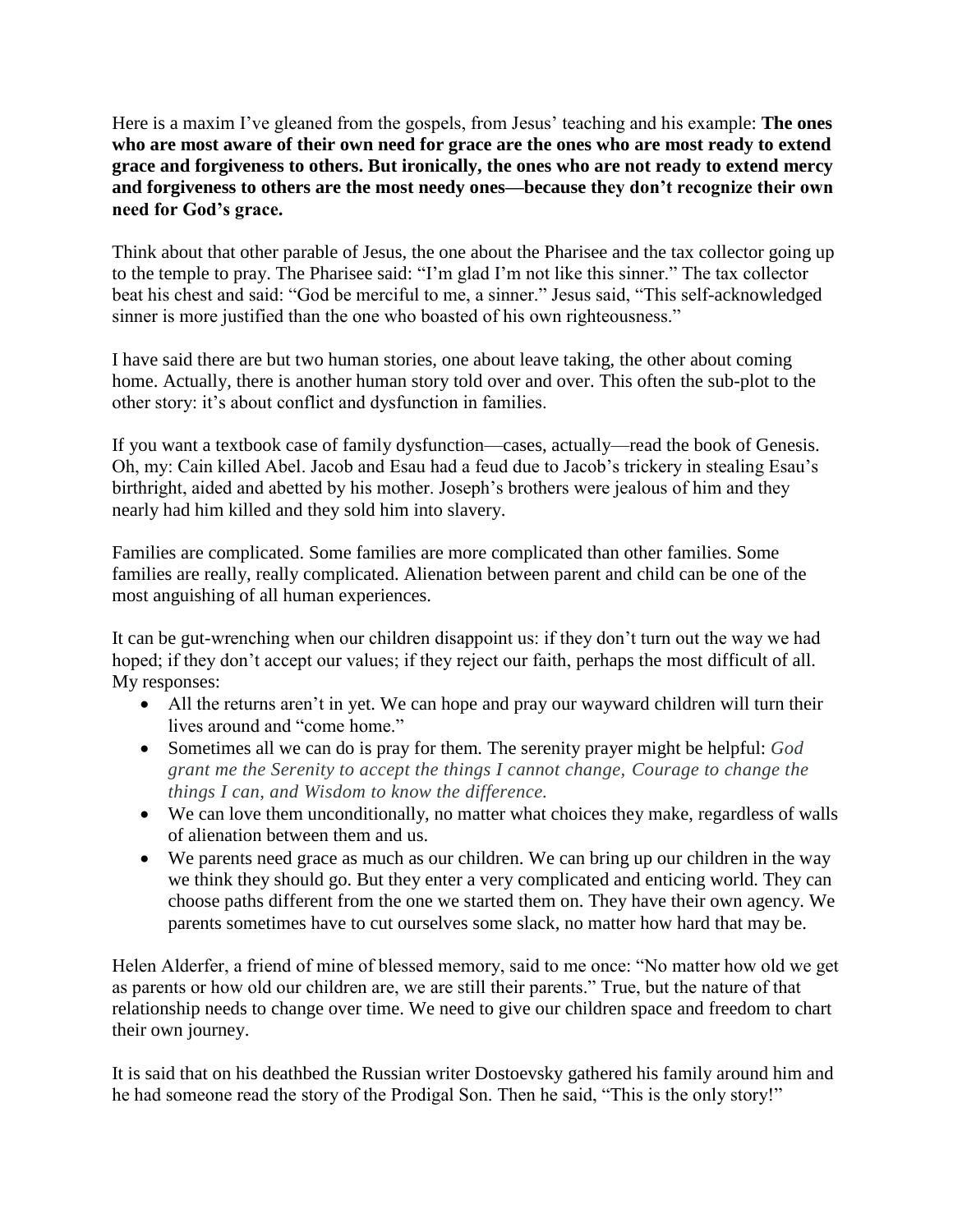Here is a maxim I've gleaned from the gospels, from Jesus' teaching and his example: **The ones who are most aware of their own need for grace are the ones who are most ready to extend grace and forgiveness to others. But ironically, the ones who are not ready to extend mercy and forgiveness to others are the most needy ones—because they don't recognize their own need for God's grace.**

Think about that other parable of Jesus, the one about the Pharisee and the tax collector going up to the temple to pray. The Pharisee said: "I'm glad I'm not like this sinner." The tax collector beat his chest and said: "God be merciful to me, a sinner." Jesus said, "This self-acknowledged sinner is more justified than the one who boasted of his own righteousness."

I have said there are but two human stories, one about leave taking, the other about coming home. Actually, there is another human story told over and over. This often the sub-plot to the other story: it's about conflict and dysfunction in families.

If you want a textbook case of family dysfunction—cases, actually—read the book of Genesis. Oh, my: Cain killed Abel. Jacob and Esau had a feud due to Jacob's trickery in stealing Esau's birthright, aided and abetted by his mother. Joseph's brothers were jealous of him and they nearly had him killed and they sold him into slavery.

Families are complicated. Some families are more complicated than other families. Some families are really, really complicated. Alienation between parent and child can be one of the most anguishing of all human experiences.

It can be gut-wrenching when our children disappoint us: if they don't turn out the way we had hoped; if they don't accept our values; if they reject our faith, perhaps the most difficult of all. My responses:

- All the returns aren't in yet. We can hope and pray our wayward children will turn their lives around and "come home."
- Sometimes all we can do is pray for them. The serenity prayer might be helpful: *God grant me the Serenity to accept the things I cannot change, Courage to change the things I can, and Wisdom to know the difference.*
- We can love them unconditionally, no matter what choices they make, regardless of walls of alienation between them and us.
- We parents need grace as much as our children. We can bring up our children in the way we think they should go. But they enter a very complicated and enticing world. They can choose paths different from the one we started them on. They have their own agency. We parents sometimes have to cut ourselves some slack, no matter how hard that may be.

Helen Alderfer, a friend of mine of blessed memory, said to me once: "No matter how old we get as parents or how old our children are, we are still their parents." True, but the nature of that relationship needs to change over time. We need to give our children space and freedom to chart their own journey.

It is said that on his deathbed the Russian writer Dostoevsky gathered his family around him and he had someone read the story of the Prodigal Son. Then he said, "This is the only story!"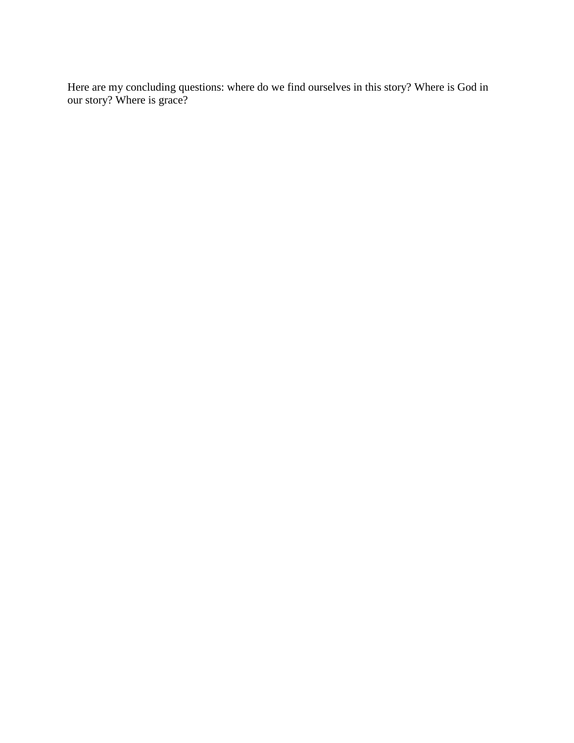Here are my concluding questions: where do we find ourselves in this story? Where is God in our story? Where is grace?